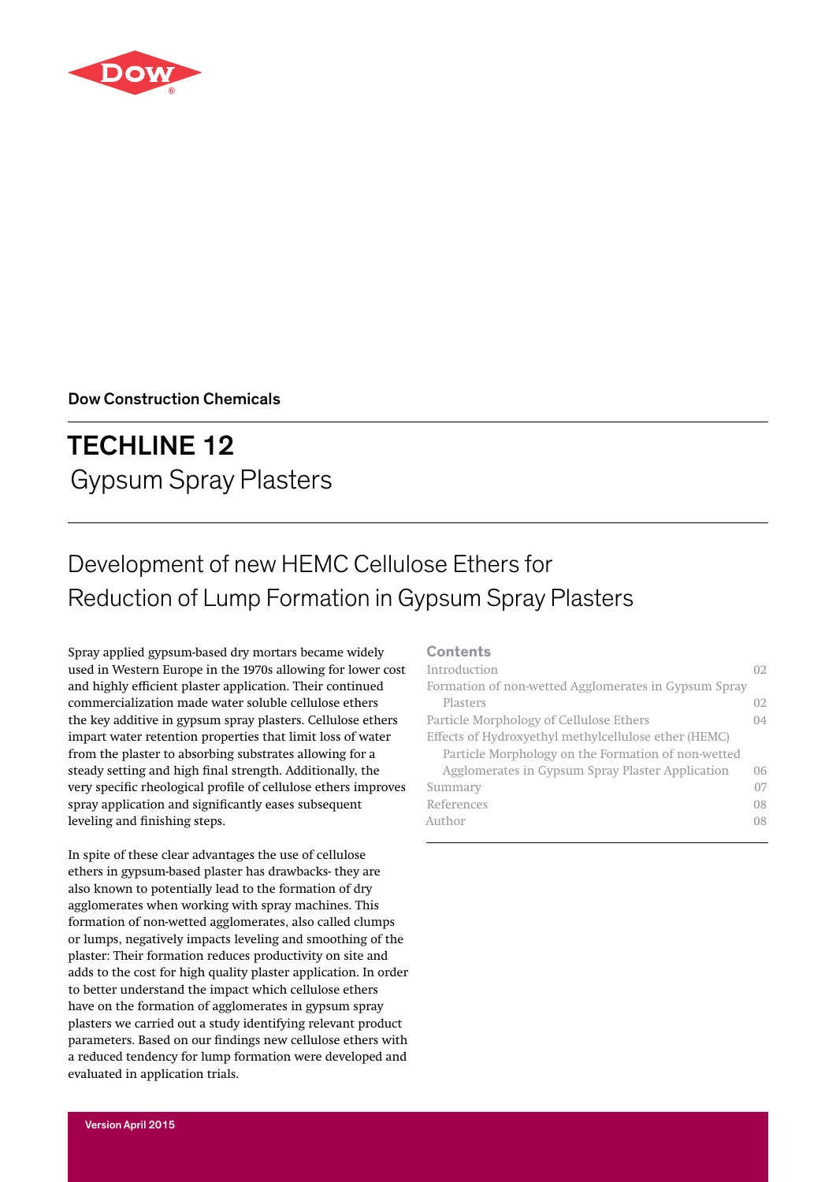Dow Construction Chemicals

# TECHLINE 12

## Gypsum Spray Plasters

## Development of new HEMC Cellulose Ethers for Reduction of Lump Formation in Gypsum Spray Plasters

Spray applied gypsum-based dry mortars became widely used in Western Europe in the 1970s allowing for lower cost and highly efficient plaster application. Their continued commercialization made water soluble cellulose ethers the key additive in gypsum spray plasters. Cellulose ethers impart water retention properties that limit loss of water from the plaster to absorbing substrates allowing for a steady setting and high final strength. Additionally, the very specific rheological profile of cellulose ethers improves spray application and significantly eases subsequent leveling and finishing steps.

In spite of these clear advantages the use of cellulose ethers in gypsum-based plaster has drawbacks- they are also known to potentially lead to the formation of dry agglomerates when working with spray machines. This formation of non-wetted agglomerates, also called clumps or lumps, negatively impacts leveling and smoothing of the plaster: Their formation reduces productivity on site and adds to the cost for high quality plaster application. In order to better understand the impact which cellulose ethers have on the formation of agglomerates in gypsum spray plasters we carried out a study identifying relevant product parameters. Based on our findings new cellulose ethers with a reduced tendency for lump formation were developed and evaluated in application trials.

**Contents**

| | |
|---|---|
| Introduction | 02 |
| Formation of non-wetted Agglomerates in Gypsum Spray Plasters | 02 |
| Particle Morphology of Cellulose Ethers | 04 |
| Effects of Hydroxyethyl methylcellulose ether (HEMC) Particle Morphology on the Formation of non-wetted Agglomerates in Gypsum Spray Plaster Application | 06 |
| Summary | 07 |
| References | 08 |
| Author | 08 |

Version April 2015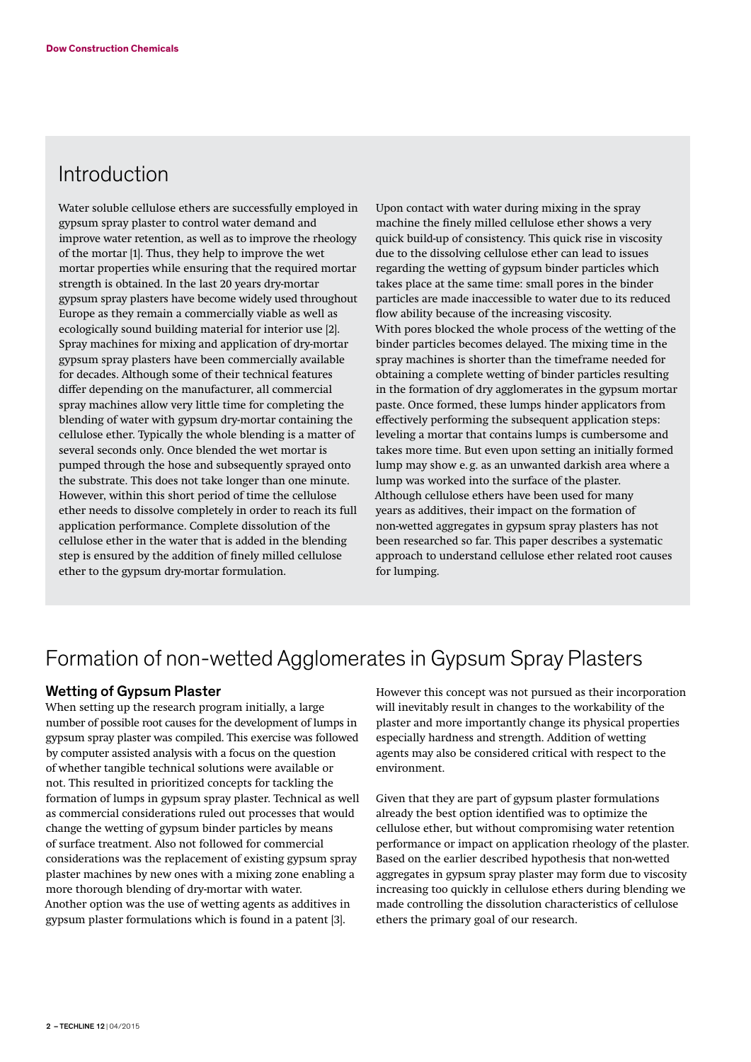## Introduction

Water soluble cellulose ethers are successfully employed in gypsum spray plaster to control water demand and improve water retention, as well as to improve the rheology of the mortar [1]. Thus, they help to improve the wet mortar properties while ensuring that the required mortar strength is obtained. In the last 20 years dry-mortar gypsum spray plasters have become widely used throughout Europe as they remain a commercially viable as well as ecologically sound building material for interior use [2]. Spray machines for mixing and application of dry-mortar gypsum spray plasters have been commercially available for decades. Although some of their technical features differ depending on the manufacturer, all commercial spray machines allow very little time for completing the blending of water with gypsum dry-mortar containing the cellulose ether. Typically the whole blending is a matter of several seconds only. Once blended the wet mortar is pumped through the hose and subsequently sprayed onto the substrate. This does not take longer than one minute. However, within this short period of time the cellulose ether needs to dissolve completely in order to reach its full application performance. Complete dissolution of the cellulose ether in the water that is added in the blending step is ensured by the addition of finely milled cellulose ether to the gypsum dry-mortar formulation.

Upon contact with water during mixing in the spray machine the finely milled cellulose ether shows a very quick build-up of consistency. This quick rise in viscosity due to the dissolving cellulose ether can lead to issues regarding the wetting of gypsum binder particles which takes place at the same time: small pores in the binder particles are made inaccessible to water due to its reduced flow ability because of the increasing viscosity.
With pores blocked the whole process of the wetting of the binder particles becomes delayed. The mixing time in the spray machines is shorter than the timeframe needed for obtaining a complete wetting of binder particles resulting in the formation of dry agglomerates in the gypsum mortar paste. Once formed, these lumps hinder applicators from effectively performing the subsequent application steps: leveling a mortar that contains lumps is cumbersome and takes more time. But even upon setting an initially formed lump may show e. g. as an unwanted darkish area where a lump was worked into the surface of the plaster.
Although cellulose ethers have been used for many years as additives, their impact on the formation of non-wetted aggregates in gypsum spray plasters has not been researched so far. This paper describes a systematic approach to understand cellulose ether related root causes for lumping.

## Formation of non-wetted Agglomerates in Gypsum Spray Plasters

### Wetting of Gypsum Plaster

When setting up the research program initially, a large number of possible root causes for the development of lumps in gypsum spray plaster was compiled. This exercise was followed by computer assisted analysis with a focus on the question of whether tangible technical solutions were available or not. This resulted in prioritized concepts for tackling the formation of lumps in gypsum spray plaster. Technical as well as commercial considerations ruled out processes that would change the wetting of gypsum binder particles by means of surface treatment. Also not followed for commercial considerations was the replacement of existing gypsum spray plaster machines by new ones with a mixing zone enabling a more thorough blending of dry-mortar with water.
Another option was the use of wetting agents as additives in gypsum plaster formulations which is found in a patent [3]. However this concept was not pursued as their incorporation will inevitably result in changes to the workability of the plaster and more importantly change its physical properties especially hardness and strength. Addition of wetting agents may also be considered critical with respect to the environment.

Given that they are part of gypsum plaster formulations already the best option identified was to optimize the cellulose ether, but without compromising water retention performance or impact on application rheology of the plaster. Based on the earlier described hypothesis that non-wetted aggregates in gypsum spray plaster may form due to viscosity increasing too quickly in cellulose ethers during blending we made controlling the dissolution characteristics of cellulose ethers the primary goal of our research.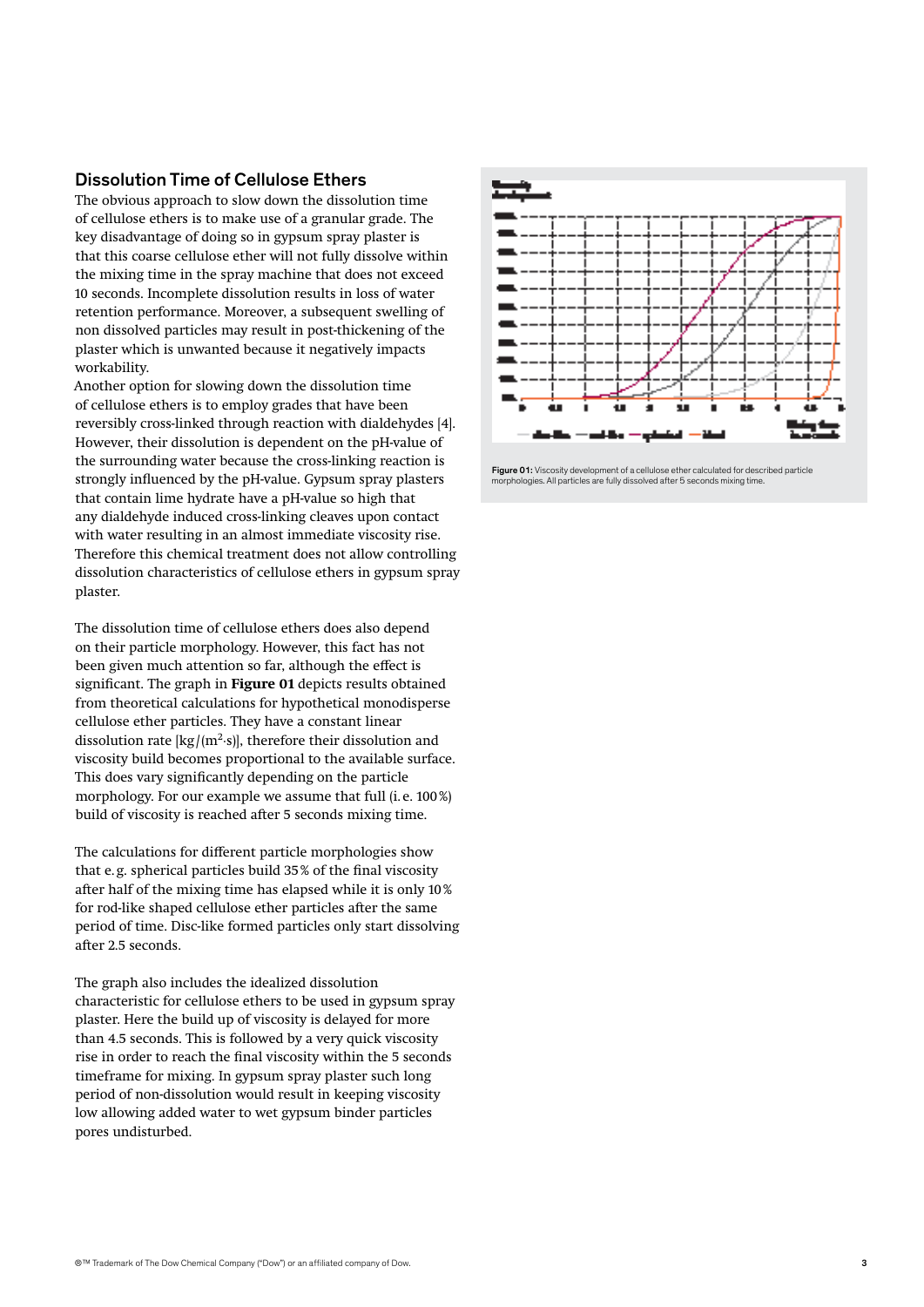## Dissolution Time of Cellulose Ethers

The obvious approach to slow down the dissolution time of cellulose ethers is to make use of a granular grade. The key disadvantage of doing so in gypsum spray plaster is that this coarse cellulose ether will not fully dissolve within the mixing time in the spray machine that does not exceed 10 seconds. Incomplete dissolution results in loss of water retention performance. Moreover, a subsequent swelling of non dissolved particles may result in post-thickening of the plaster which is unwanted because it negatively impacts workability.

Another option for slowing down the dissolution time of cellulose ethers is to employ grades that have been reversibly cross-linked through reaction with dialdehydes [4]. However, their dissolution is dependent on the pH-value of the surrounding water because the cross-linking reaction is strongly influenced by the pH-value. Gypsum spray plasters that contain lime hydrate have a pH-value so high that any dialdehyde induced cross-linking cleaves upon contact with water resulting in an almost immediate viscosity rise. Therefore this chemical treatment does not allow controlling dissolution characteristics of cellulose ethers in gypsum spray plaster.

The dissolution time of cellulose ethers does also depend on their particle morphology. However, this fact has not been given much attention so far, although the effect is significant. The graph in **Figure 01** depicts results obtained from theoretical calculations for hypothetical monodisperse cellulose ether particles. They have a constant linear dissolution rate [kg/(m$^2$·s)], therefore their dissolution and viscosity build becomes proportional to the available surface. This does vary significantly depending on the particle morphology. For our example we assume that full (i.e. 100%) build of viscosity is reached after 5 seconds mixing time.

The calculations for different particle morphologies show that e.g. spherical particles build 35% of the final viscosity after half of the mixing time has elapsed while it is only 10% for rod-like shaped cellulose ether particles after the same period of time. Disc-like formed particles only start dissolving after 2.5 seconds.

The graph also includes the idealized dissolution characteristic for cellulose ethers to be used in gypsum spray plaster. Here the build up of viscosity is delayed for more than 4.5 seconds. This is followed by a very quick viscosity rise in order to reach the final viscosity within the 5 seconds timeframe for mixing. In gypsum spray plaster such long period of non-dissolution would result in keeping viscosity low allowing added water to wet gypsum binder particles pores undisturbed.

**Figure 01:** Viscosity development of a cellulose ether calculated for described particle morphologies. All particles are fully dissolved after 5 seconds mixing time.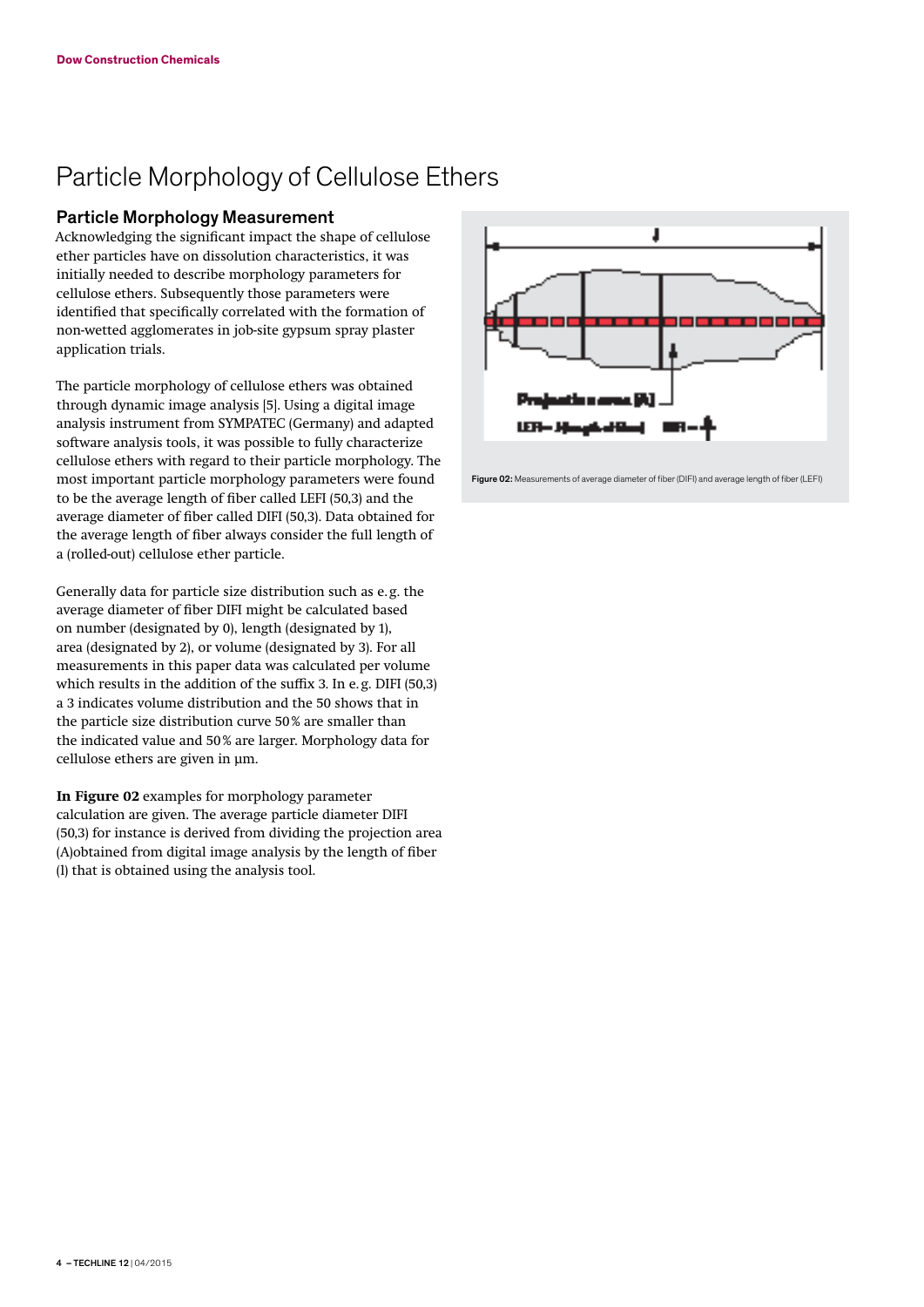# Particle Morphology of Cellulose Ethers

## Particle Morphology Measurement

Acknowledging the significant impact the shape of cellulose ether particles have on dissolution characteristics, it was initially needed to describe morphology parameters for cellulose ethers. Subsequently those parameters were identified that specifically correlated with the formation of non-wetted agglomerates in job-site gypsum spray plaster application trials.

The particle morphology of cellulose ethers was obtained through dynamic image analysis [5]. Using a digital image analysis instrument from SYMPATEC (Germany) and adapted software analysis tools, it was possible to fully characterize cellulose ethers with regard to their particle morphology. The most important particle morphology parameters were found to be the average length of fiber called LEFI (50,3) and the average diameter of fiber called DIFI (50,3). Data obtained for the average length of fiber always consider the full length of a (rolled-out) cellulose ether particle.

Generally data for particle size distribution such as e.g. the average diameter of fiber DIFI might be calculated based on number (designated by 0), length (designated by 1), area (designated by 2), or volume (designated by 3). For all measurements in this paper data was calculated per volume which results in the addition of the suffix 3. In e.g. DIFI (50,3) a 3 indicates volume distribution and the 50 shows that in the particle size distribution curve 50 % are smaller than the indicated value and 50 % are larger. Morphology data for cellulose ethers are given in µm.

**In Figure 02** examples for morphology parameter calculation are given. The average particle diameter DIFI (50,3) for instance is derived from dividing the projection area (A)obtained from digital image analysis by the length of fiber (l) that is obtained using the analysis tool.

**Figure 02:** Measurements of average diameter of fiber (DIFI) and average length of fiber (LEFI)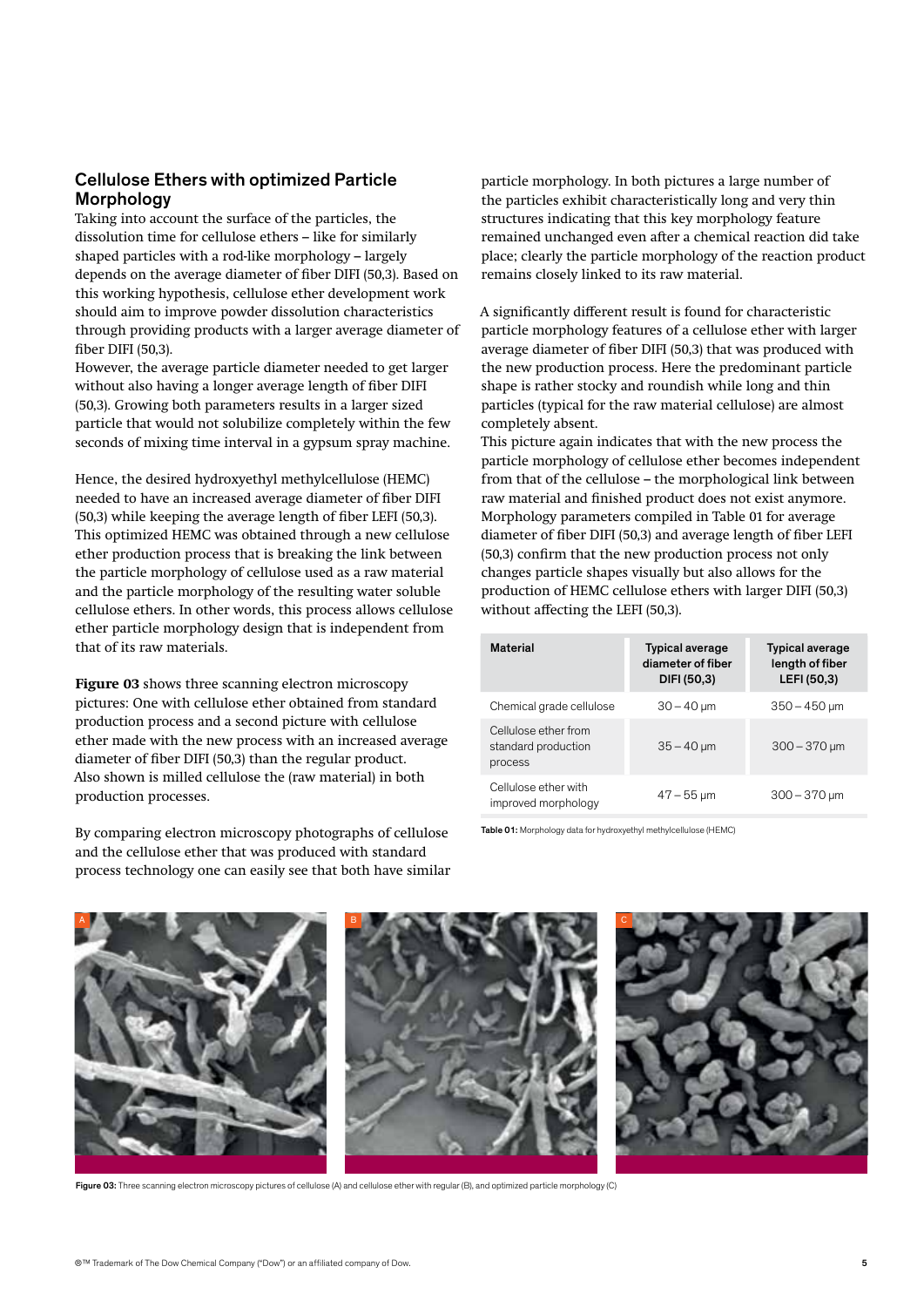## Cellulose Ethers with optimized Particle Morphology

Taking into account the surface of the particles, the dissolution time for cellulose ethers – like for similarly shaped particles with a rod-like morphology – largely depends on the average diameter of fiber DIFI (50,3). Based on this working hypothesis, cellulose ether development work should aim to improve powder dissolution characteristics through providing products with a larger average diameter of fiber DIFI (50,3).
However, the average particle diameter needed to get larger without also having a longer average length of fiber DIFI (50,3). Growing both parameters results in a larger sized particle that would not solubilize completely within the few seconds of mixing time interval in a gypsum spray machine.

Hence, the desired hydroxyethyl methylcellulose (HEMC) needed to have an increased average diameter of fiber DIFI (50,3) while keeping the average length of fiber LEFI (50,3). This optimized HEMC was obtained through a new cellulose ether production process that is breaking the link between the particle morphology of cellulose used as a raw material and the particle morphology of the resulting water soluble cellulose ethers. In other words, this process allows cellulose ether particle morphology design that is independent from that of its raw materials.

**Figure 03** shows three scanning electron microscopy pictures: One with cellulose ether obtained from standard production process and a second picture with cellulose ether made with the new process with an increased average diameter of fiber DIFI (50,3) than the regular product. Also shown is milled cellulose the (raw material) in both production processes.

By comparing electron microscopy photographs of cellulose and the cellulose ether that was produced with standard process technology one can easily see that both have similar particle morphology. In both pictures a large number of the particles exhibit characteristically long and very thin structures indicating that this key morphology feature remained unchanged even after a chemical reaction did take place; clearly the particle morphology of the reaction product remains closely linked to its raw material.

A significantly different result is found for characteristic particle morphology features of a cellulose ether with larger average diameter of fiber DIFI (50,3) that was produced with the new production process. Here the predominant particle shape is rather stocky and roundish while long and thin particles (typical for the raw material cellulose) are almost completely absent.
This picture again indicates that with the new process the particle morphology of cellulose ether becomes independent from that of the cellulose – the morphological link between raw material and finished product does not exist anymore. Morphology parameters compiled in Table 01 for average diameter of fiber DIFI (50,3) and average length of fiber LEFI (50,3) confirm that the new production process not only changes particle shapes visually but also allows for the production of HEMC cellulose ethers with larger DIFI (50,3) without affecting the LEFI (50,3).

| Material | Typical average diameter of fiber DIFI (50,3) | Typical average length of fiber LEFI (50,3) |
|---|---|---|
| Chemical grade cellulose | 30 – 40 µm | 350 – 450 µm |
| Cellulose ether from standard production process | 35 – 40 µm | 300 – 370 µm |
| Cellulose ether with improved morphology | 47 – 55 µm | 300 – 370 µm |

**Table 01:** Morphology data for hydroxyethyl methylcellulose (HEMC)

**Figure 03:** Three scanning electron microscopy pictures of cellulose (A) and cellulose ether with regular (B), and optimized particle morphology (C)

®™ Trademark of The Dow Chemical Company ("Dow") or an affiliated company of Dow.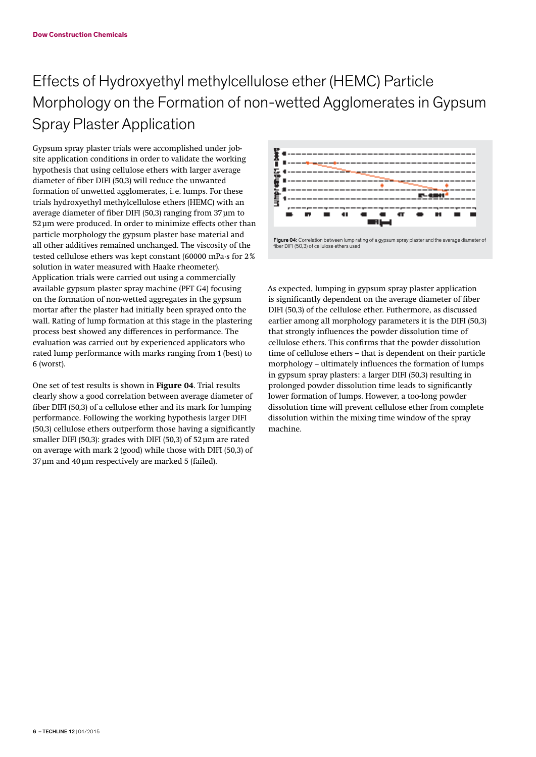# Effects of Hydroxyethyl methylcellulose ether (HEMC) Particle Morphology on the Formation of non-wetted Agglomerates in Gypsum Spray Plaster Application

Gypsum spray plaster trials were accomplished under job-site application conditions in order to validate the working hypothesis that using cellulose ethers with larger average diameter of fiber DIFI (50,3) will reduce the unwanted formation of unwetted agglomerates, i. e. lumps. For these trials hydroxyethyl methylcellulose ethers (HEMC) with an average diameter of fiber DIFI (50,3) ranging from 37 µm to 52 µm were produced. In order to minimize effects other than particle morphology the gypsum plaster base material and all other additives remained unchanged. The viscosity of the tested cellulose ethers was kept constant (60000 mPa·s for 2 % solution in water measured with Haake rheometer). Application trials were carried out using a commercially available gypsum plaster spray machine (PFT G4) focusing on the formation of non-wetted aggregates in the gypsum mortar after the plaster had initially been sprayed onto the wall. Rating of lump formation at this stage in the plastering process best showed any differences in performance. The evaluation was carried out by experienced applicators who rated lump performance with marks ranging from 1 (best) to 6 (worst).

One set of test results is shown in **Figure 04**. Trial results clearly show a good correlation between average diameter of fiber DIFI (50,3) of a cellulose ether and its mark for lumping performance. Following the working hypothesis larger DIFI (50,3) cellulose ethers outperform those having a significantly smaller DIFI (50,3): grades with DIFI (50,3) of 52 µm are rated on average with mark 2 (good) while those with DIFI (50,3) of 37 µm and 40 µm respectively are marked 5 (failed).

**Figure 04:** Correlation between lump rating of a gypsum spray plaster and the average diameter of fiber DIFI (50,3) of cellulose ethers used

As expected, lumping in gypsum spray plaster application is significantly dependent on the average diameter of fiber DIFI (50,3) of the cellulose ether. Futhermore, as discussed earlier among all morphology parameters it is the DIFI (50,3) that strongly influences the powder dissolution time of cellulose ethers. This confirms that the powder dissolution time of cellulose ethers – that is dependent on their particle morphology – ultimately influences the formation of lumps in gypsum spray plasters: a larger DIFI (50,3) resulting in prolonged powder dissolution time leads to significantly lower formation of lumps. However, a too-long powder dissolution time will prevent cellulose ether from complete dissolution within the mixing time window of the spray machine.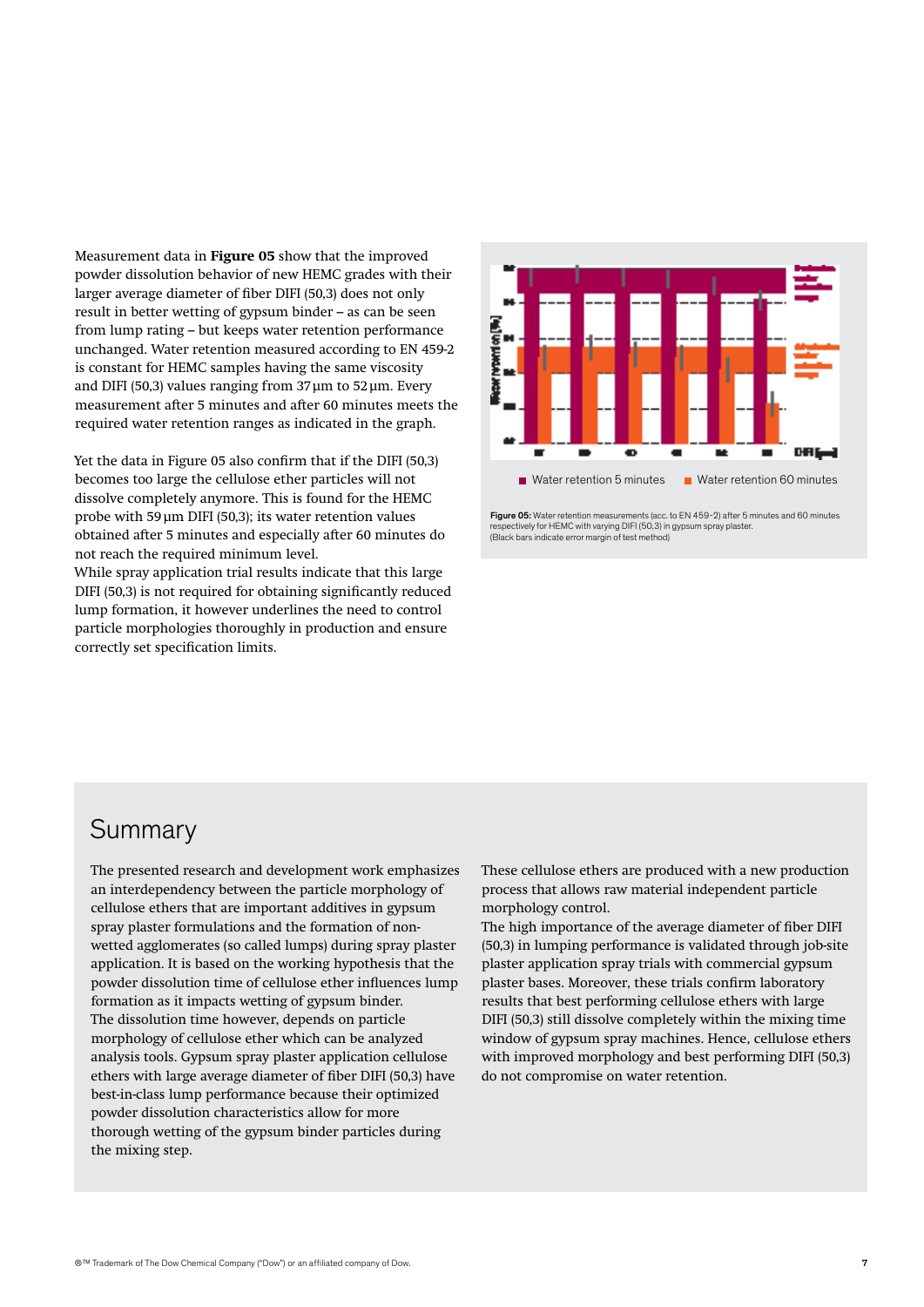Measurement data in **Figure 05** show that the improved powder dissolution behavior of new HEMC grades with their larger average diameter of fiber DIFI (50,3) does not only result in better wetting of gypsum binder – as can be seen from lump rating – but keeps water retention performance unchanged. Water retention measured according to EN 459-2 is constant for HEMC samples having the same viscosity and DIFI (50,3) values ranging from 37 µm to 52 µm. Every measurement after 5 minutes and after 60 minutes meets the required water retention ranges as indicated in the graph.

Yet the data in Figure 05 also confirm that if the DIFI (50,3) becomes too large the cellulose ether particles will not dissolve completely anymore. This is found for the HEMC probe with 59 µm DIFI (50,3); its water retention values obtained after 5 minutes and especially after 60 minutes do not reach the required minimum level.
While spray application trial results indicate that this large DIFI (50,3) is not required for obtaining significantly reduced lump formation, it however underlines the need to control particle morphologies thoroughly in production and ensure correctly set specification limits.

Water retention 5 minutes   Water retention 60 minutes

**Figure 05:** Water retention measurements (acc. to EN 459-2) after 5 minutes and 60 minutes respectively for HEMC with varying DIFI (50,3) in gypsum spray plaster.
(Black bars indicate error margin of test method)

## Summary

The presented research and development work emphasizes an interdependency between the particle morphology of cellulose ethers that are important additives in gypsum spray plaster formulations and the formation of non-wetted agglomerates (so called lumps) during spray plaster application. It is based on the working hypothesis that the powder dissolution time of cellulose ether influences lump formation as it impacts wetting of gypsum binder.
The dissolution time however, depends on particle morphology of cellulose ether which can be analyzed analysis tools. Gypsum spray plaster application cellulose ethers with large average diameter of fiber DIFI (50,3) have best-in-class lump performance because their optimized powder dissolution characteristics allow for more thorough wetting of the gypsum binder particles during the mixing step.

These cellulose ethers are produced with a new production process that allows raw material independent particle morphology control.
The high importance of the average diameter of fiber DIFI (50,3) in lumping performance is validated through job-site plaster application spray trials with commercial gypsum plaster bases. Moreover, these trials confirm laboratory results that best performing cellulose ethers with large DIFI (50,3) still dissolve completely within the mixing time window of gypsum spray machines. Hence, cellulose ethers with improved morphology and best performing DIFI (50,3) do not compromise on water retention.

®™ Trademark of The Dow Chemical Company ("Dow") or an affiliated company of Dow.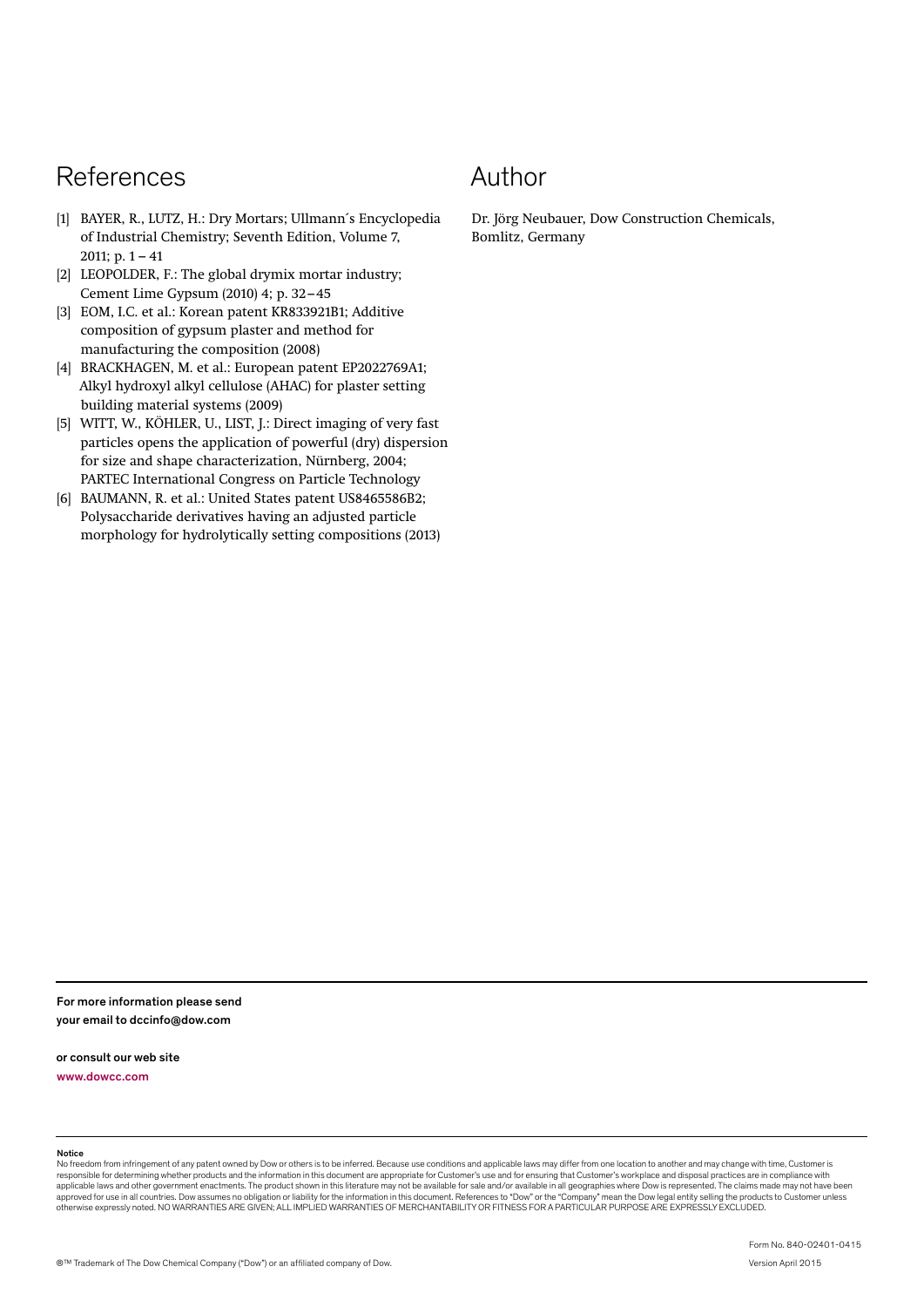# References

[1] BAYER, R., LUTZ, H.: Dry Mortars; Ullmann´s Encyclopedia of Industrial Chemistry; Seventh Edition, Volume 7, 2011; p. 1 – 41

[2] LEOPOLDER, F.: The global drymix mortar industry; Cement Lime Gypsum (2010) 4; p. 32 – 45

[3] EOM, I.C. et al.: Korean patent KR833921B1; Additive composition of gypsum plaster and method for manufacturing the composition (2008)

[4] BRACKHAGEN, M. et al.: European patent EP2022769A1; Alkyl hydroxyl alkyl cellulose (AHAC) for plaster setting building material systems (2009)

[5] WITT, W., KÖHLER, U., LIST, J.: Direct imaging of very fast particles opens the application of powerful (dry) dispersion for size and shape characterization, Nürnberg, 2004; PARTEC International Congress on Particle Technology

[6] BAUMANN, R. et al.: United States patent US8465586B2; Polysaccharide derivatives having an adjusted particle morphology for hydrolytically setting compositions (2013)

# Author

Dr. Jörg Neubauer, Dow Construction Chemicals, Bomlitz, Germany

**For more information please send your email to dccinfo@dow.com**

**or consult our web site**

www.dowcc.com

**Notice**

No freedom from infringement of any patent owned by Dow or others is to be inferred. Because use conditions and applicable laws may differ from one location to another and may change with time, Customer is responsible for determining whether products and the information in this document are appropriate for Customer's use and for ensuring that Customer's workplace and disposal practices are in compliance with applicable laws and other government enactments. The product shown in this literature may not be available for sale and/or available in all geographies where Dow is represented. The claims made may not have been approved for use in all countries. Dow assumes no obligation or liability for the information in this document. References to "Dow" or the "Company" mean the Dow legal entity selling the products to Customer unless otherwise expressly noted. NO WARRANTIES ARE GIVEN; ALL IMPLIED WARRANTIES OF MERCHANTABILITY OR FITNESS FOR A PARTICULAR PURPOSE ARE EXPRESSLY EXCLUDED.

®™ Trademark of The Dow Chemical Company ("Dow") or an affiliated company of Dow.

Form No. 840-02401-0415

Version April 2015